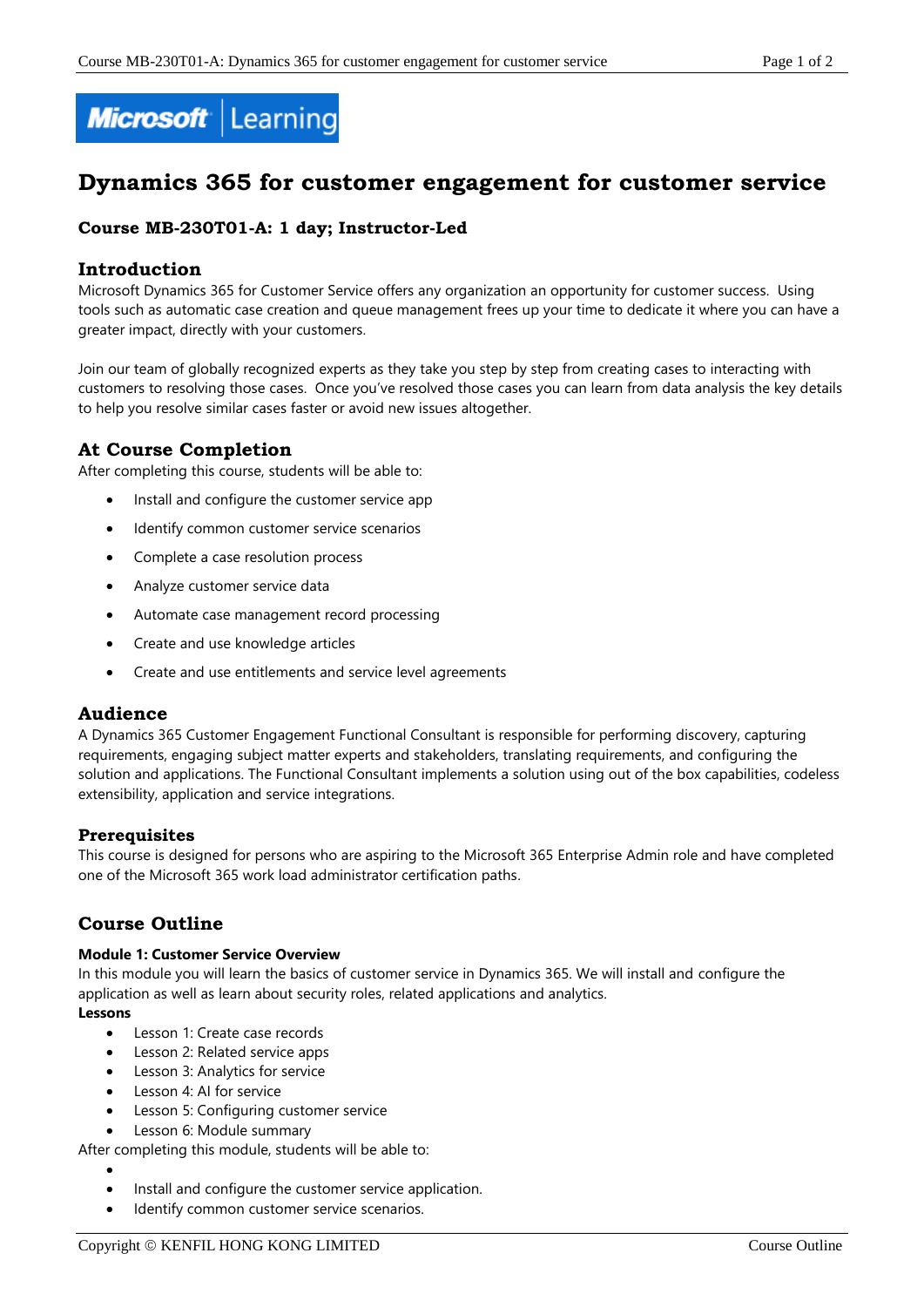# Dynamics 365 for customer engagement for customer service

### Course MB-230T01-A: 1 day; Instructor-Led

## Introduction

Microsoft Dynamics 365 for Customer Service offers any organization an opportunity for customer success. Using tools such as automatic case creation and queue management frees up your time to dedicate it where you can have a greater impact, directly with your customers.

Join our team of globally recognized experts as they take you step by step from creating cases to interacting with customers to resolving those cases. Once you've resolved those cases you can learn from data analysis the key details to help you resolve similar cases faster or avoid new issues altogether.

## At Course Completion

After completing this course, students will be able to:

- Install and configure the customer service app
- Identify common customer service scenarios
- Complete a case resolution process
- Analyze customer service data
- Automate case management record processing
- Create and use knowledge articles
- Create and use entitlements and service level agreements

## Audience

A Dynamics 365 Customer Engagement Functional Consultant is responsible for performing discovery, capturing requirements, engaging subject matter experts and stakeholders, translating requirements, and configuring the solution and applications. The Functional Consultant implements a solution using out of the box capabilities, codeless extensibility, application and service integrations.

### Prerequisites

This course is designed for persons who are aspiring to the Microsoft 365 Enterprise Admin role and have completed one of the Microsoft 365 work load administrator certification paths.

## Course Outline

**Module 1: Customer Service Overview**

In this module you will learn the basics of customer service in Dynamics 365. We will install and configure the application as well as learn about security roles, related applications and analytics.

**Lessons**

- Lesson 1: Create case records
- Lesson 2: Related service apps
- Lesson 3: Analytics for service
- Lesson 4: AI for service
- Lesson 5: Configuring customer service
- Lesson 6: Module summary

After completing this module, students will be able to:

- Install and configure the customer service application.
- Identify common customer service scenarios.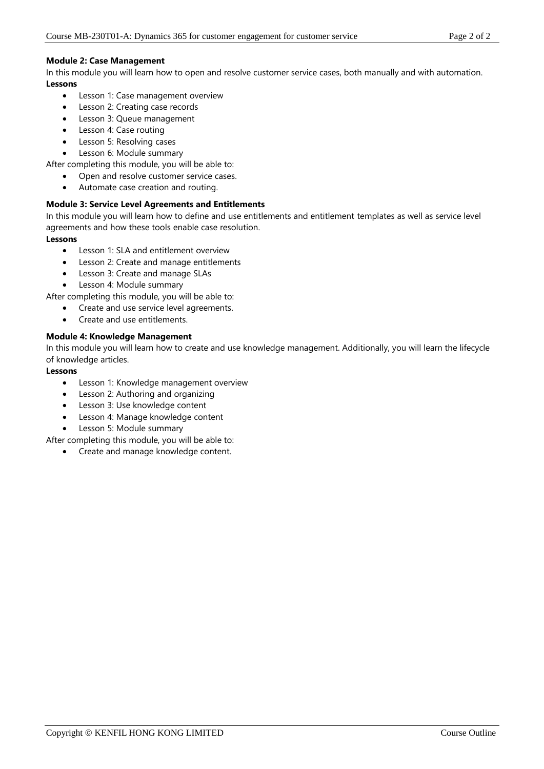### Module 2: Case Management

In this module you will learn how to open and resolve customer service cases, both manually and with automation.

**Lessons**

- Lesson 1: Case management overview
- Lesson 2: Creating case records
- Lesson 3: Queue management
- Lesson 4: Case routing
- Lesson 5: Resolving cases
- Lesson 6: Module summary

After completing this module, you will be able to:

- Open and resolve customer service cases.
- Automate case creation and routing.

### Module 3: Service Level Agreements and Entitlements

In this module you will learn how to define and use entitlements and entitlement templates as well as service level agreements and how these tools enable case resolution.

**Lessons**

- Lesson 1: SLA and entitlement overview
- Lesson 2: Create and manage entitlements
- Lesson 3: Create and manage SLAs
- Lesson 4: Module summary

After completing this module, you will be able to:

- Create and use service level agreements.
- Create and use entitlements.

### Module 4: Knowledge Management

In this module you will learn how to create and use knowledge management. Additionally, you will learn the lifecycle of knowledge articles.

**Lessons**

- Lesson 1: Knowledge management overview
- Lesson 2: Authoring and organizing
- Lesson 3: Use knowledge content
- Lesson 4: Manage knowledge content
- Lesson 5: Module summary

After completing this module, you will be able to:

- Create and manage knowledge content.